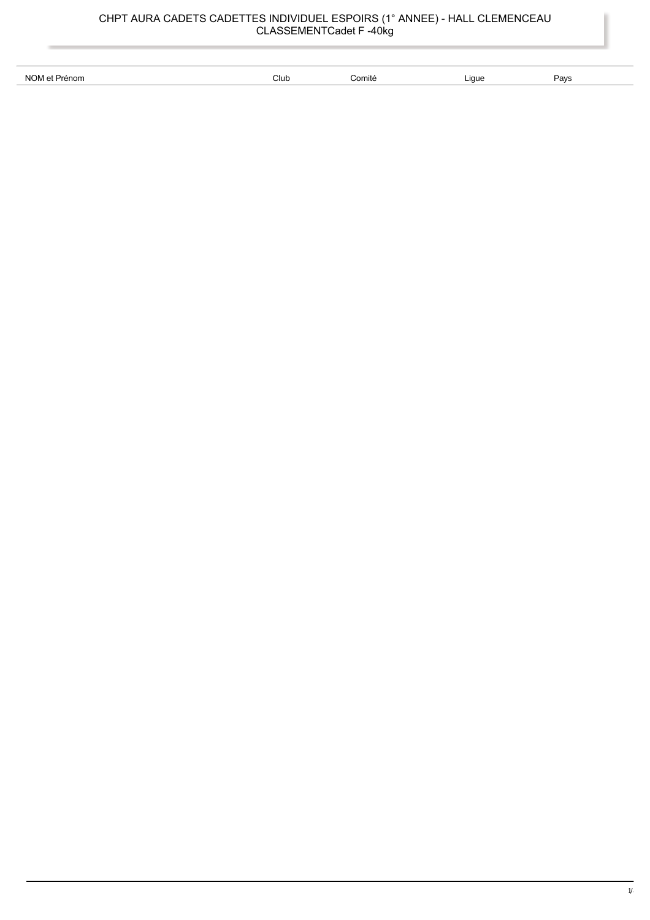# CHPT AURA CADETS CADETTES INDIVIDUEL ESPOIRS (1° ANNEE) - HALL CLEMENCEAU

## CLASSEMENTCadet F -40kg

| NOM et Prénom | Club | Comité | Ligue | Pays |
|---|---|---|---|---|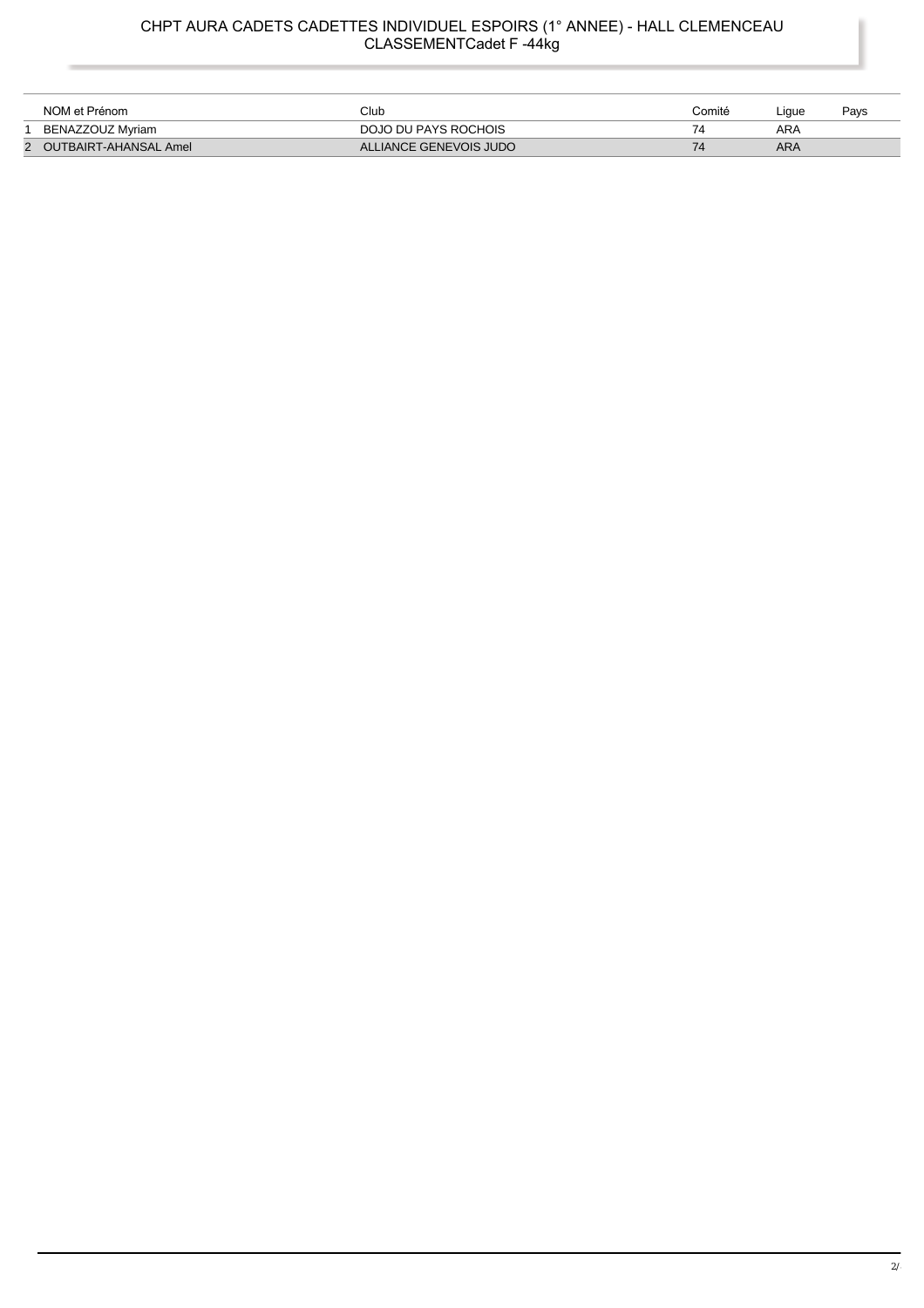# CHPT AURA CADETS CADETTES INDIVIDUEL ESPOIRS (1° ANNEE) - HALL CLEMENCEAU

## CLASSEMENTCadet F -44kg

| | NOM et Prénom | Club | Comité | Ligue | Pays |
|---|---|---|---|---|---|
| 1 | BENAZZOUZ Myriam | DOJO DU PAYS ROCHOIS | 74 | ARA | |
| 2 | OUTBAIRT-AHANSAL Amel | ALLIANCE GENEVOIS JUDO | 74 | ARA | |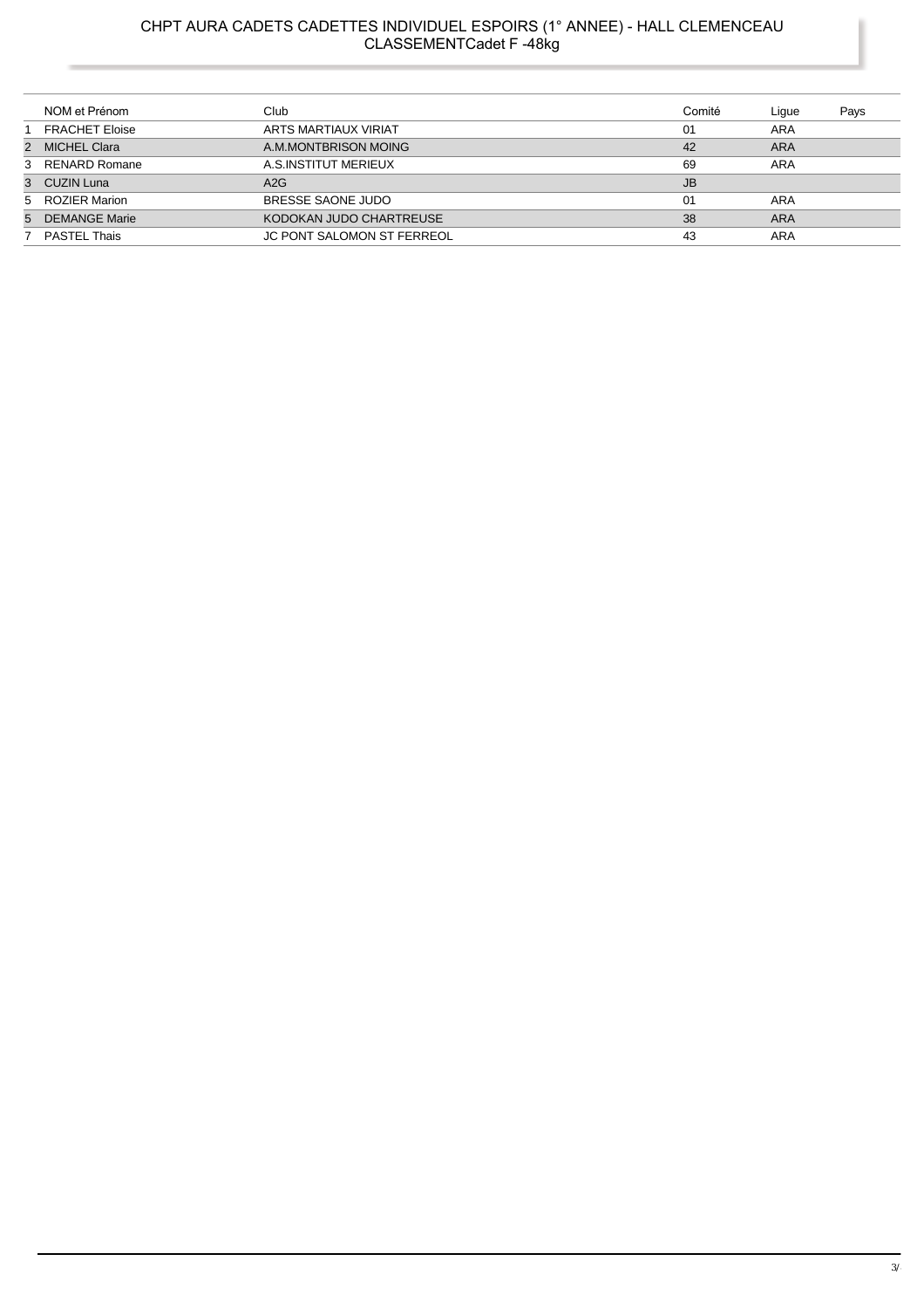# CHPT AURA CADETS CADETTES INDIVIDUEL ESPOIRS (1° ANNEE) - HALL CLEMENCEAU

## CLASSEMENTCadet F -48kg

| | NOM et Prénom | Club | Comité | Ligue | Pays |
|---|---|---|---|---|---|
| 1 | FRACHET Eloise | ARTS MARTIAUX VIRIAT | 01 | ARA | |
| 2 | MICHEL Clara | A.M.MONTBRISON MOING | 42 | ARA | |
| 3 | RENARD Romane | A.S.INSTITUT MERIEUX | 69 | ARA | |
| 3 | CUZIN Luna | A2G | JB | | |
| 5 | ROZIER Marion | BRESSE SAONE JUDO | 01 | ARA | |
| 5 | DEMANGE Marie | KODOKAN JUDO CHARTREUSE | 38 | ARA | |
| 7 | PASTEL Thais | JC PONT SALOMON ST FERREOL | 43 | ARA | |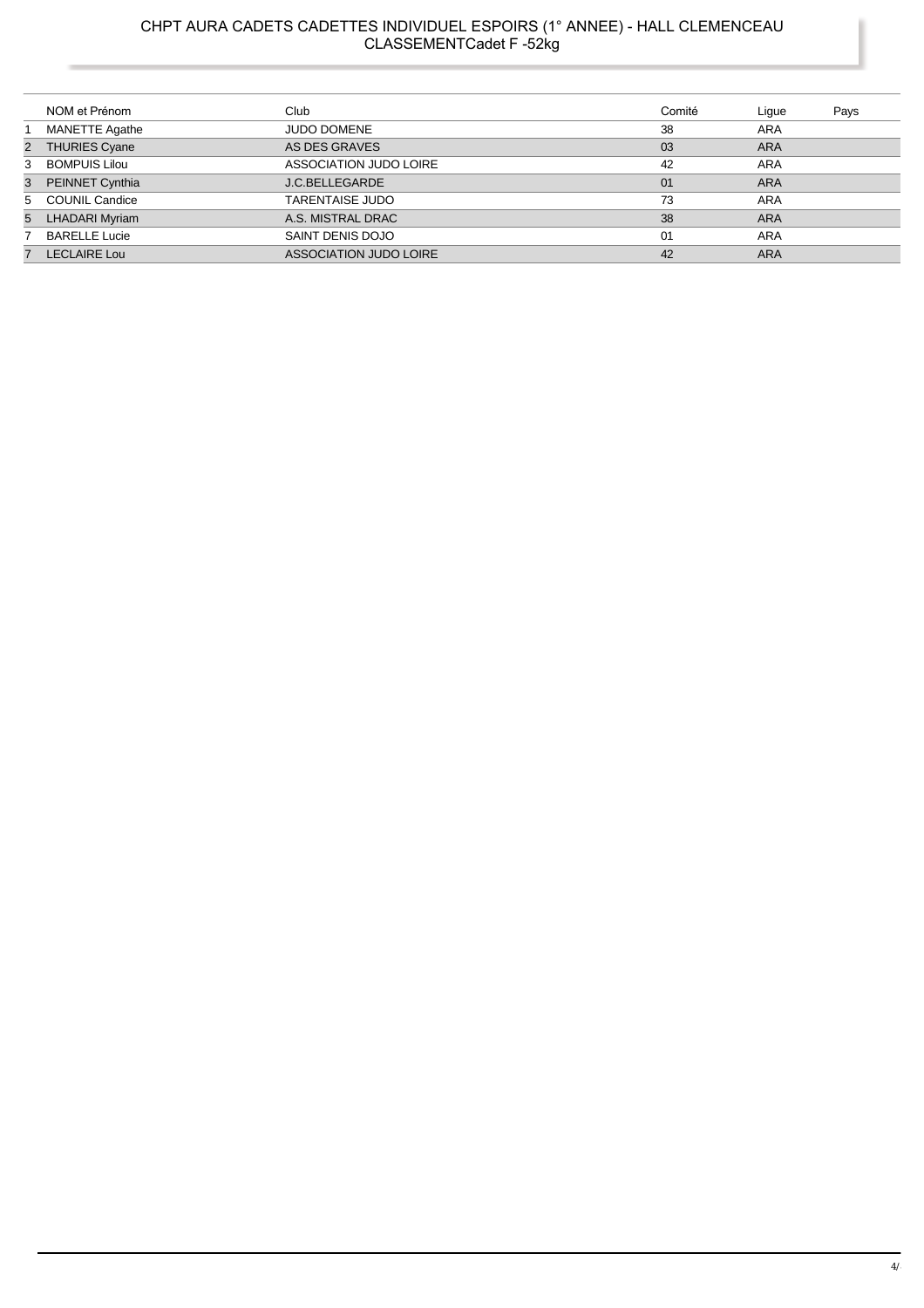# CHPT AURA CADETS CADETTES INDIVIDUEL ESPOIRS (1° ANNEE) - HALL CLEMENCEAU
## CLASSEMENTCadet F -52kg

| | NOM et Prénom | Club | Comité | Ligue | Pays |
|---|---|---|---|---|---|
| 1 | MANETTE Agathe | JUDO DOMENE | 38 | ARA | |
| 2 | THURIES Cyane | AS DES GRAVES | 03 | ARA | |
| 3 | BOMPUIS Lilou | ASSOCIATION JUDO LOIRE | 42 | ARA | |
| 3 | PEINNET Cynthia | J.C.BELLEGARDE | 01 | ARA | |
| 5 | COUNIL Candice | TARENTAISE JUDO | 73 | ARA | |
| 5 | LHADARI Myriam | A.S. MISTRAL DRAC | 38 | ARA | |
| 7 | BARELLE Lucie | SAINT DENIS DOJO | 01 | ARA | |
| 7 | LECLAIRE Lou | ASSOCIATION JUDO LOIRE | 42 | ARA | |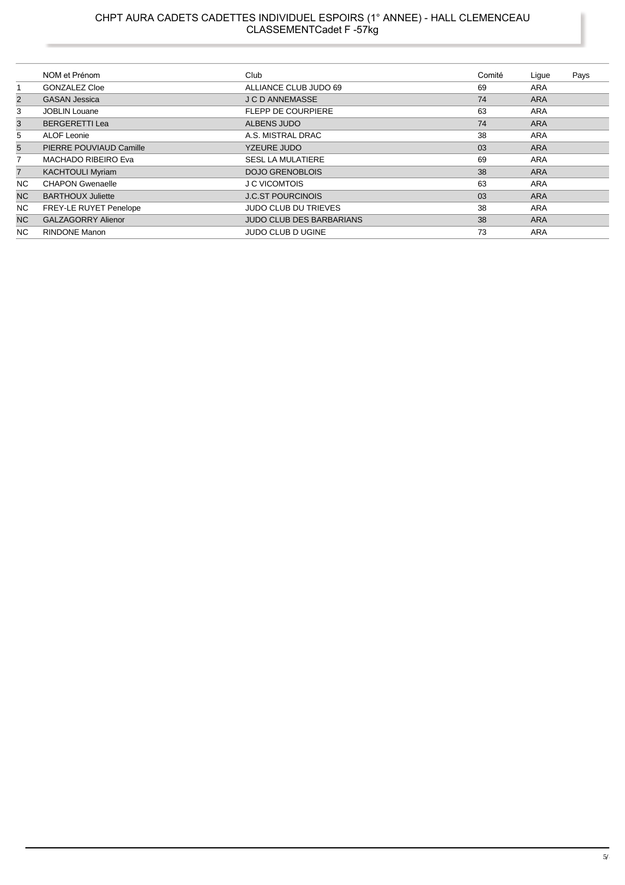# CHPT AURA CADETS CADETTES INDIVIDUEL ESPOIRS (1° ANNEE) - HALL CLEMENCEAU
## CLASSEMENTCadet F -57kg

| | NOM et Prénom | Club | Comité | Ligue | Pays |
|---|---|---|---|---|---|
| 1 | GONZALEZ Cloe | ALLIANCE CLUB JUDO 69 | 69 | ARA | |
| 2 | GASAN Jessica | J C D ANNEMASSE | 74 | ARA | |
| 3 | JOBLIN Louane | FLEPP DE COURPIERE | 63 | ARA | |
| 3 | BERGERETTI Lea | ALBENS JUDO | 74 | ARA | |
| 5 | ALOF Leonie | A.S. MISTRAL DRAC | 38 | ARA | |
| 5 | PIERRE POUVIAUD Camille | YZEURE JUDO | 03 | ARA | |
| 7 | MACHADO RIBEIRO Eva | SESL LA MULATIERE | 69 | ARA | |
| 7 | KACHTOULI Myriam | DOJO GRENOBLOIS | 38 | ARA | |
| NC | CHAPON Gwenaelle | J C VICOMTOIS | 63 | ARA | |
| NC | BARTHOUX Juliette | J.C.ST POURCINOIS | 03 | ARA | |
| NC | FREY-LE RUYET Penelope | JUDO CLUB DU TRIEVES | 38 | ARA | |
| NC | GALZAGORRY Alienor | JUDO CLUB DES BARBARIANS | 38 | ARA | |
| NC | RINDONE Manon | JUDO CLUB D UGINE | 73 | ARA | |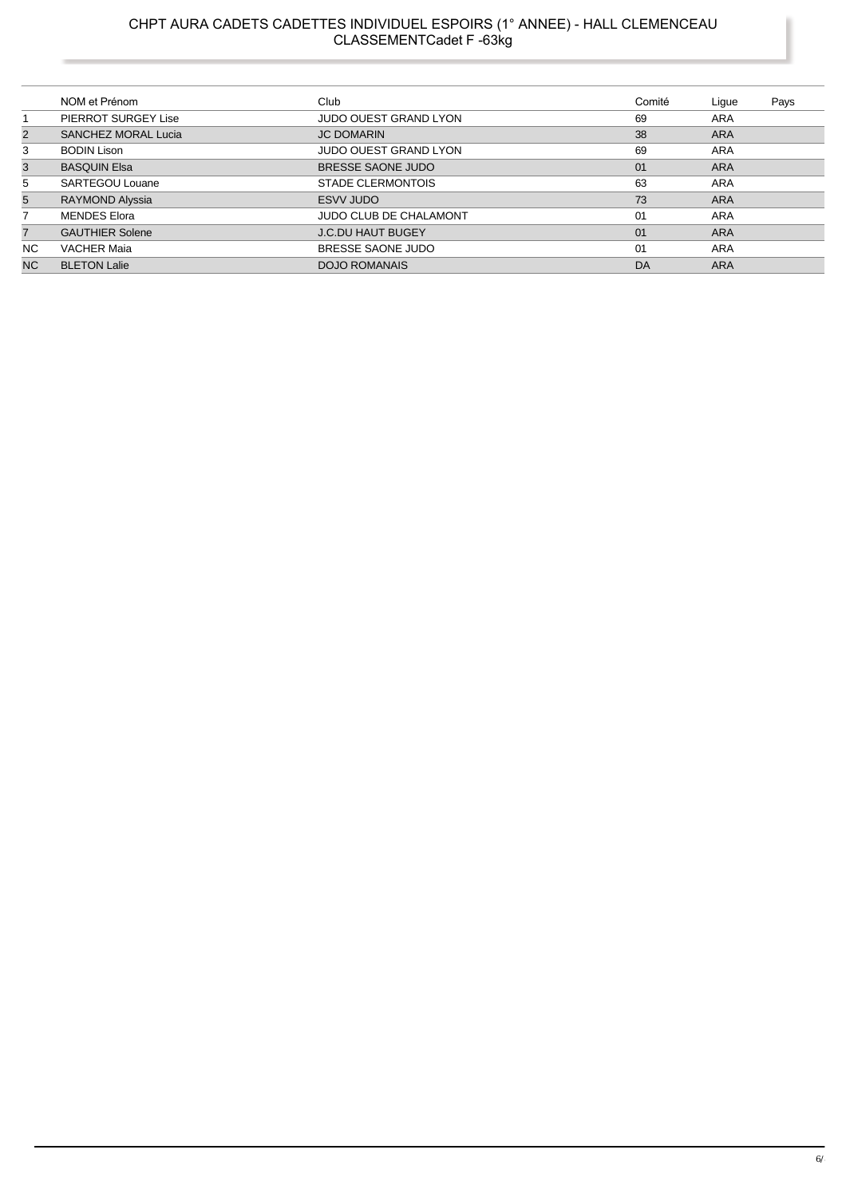# CHPT AURA CADETS CADETTES INDIVIDUEL ESPOIRS (1° ANNEE) - HALL CLEMENCEAU

## CLASSEMENTCadet F -63kg

| | NOM et Prénom | Club | Comité | Ligue | Pays |
|---|---|---|---|---|---|
| 1 | PIERROT SURGEY Lise | JUDO OUEST GRAND LYON | 69 | ARA | |
| 2 | SANCHEZ MORAL Lucia | JC DOMARIN | 38 | ARA | |
| 3 | BODIN Lison | JUDO OUEST GRAND LYON | 69 | ARA | |
| 3 | BASQUIN Elsa | BRESSE SAONE JUDO | 01 | ARA | |
| 5 | SARTEGOU Louane | STADE CLERMONTOIS | 63 | ARA | |
| 5 | RAYMOND Alyssia | ESVV JUDO | 73 | ARA | |
| 7 | MENDES Elora | JUDO CLUB DE CHALAMONT | 01 | ARA | |
| 7 | GAUTHIER Solene | J.C.DU HAUT BUGEY | 01 | ARA | |
| NC | VACHER Maia | BRESSE SAONE JUDO | 01 | ARA | |
| NC | BLETON Lalie | DOJO ROMANAIS | DA | ARA | |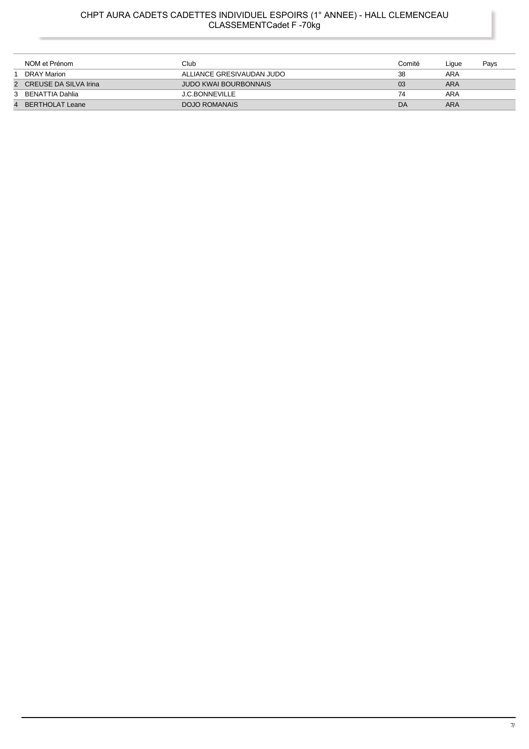# CHPT AURA CADETS CADETTES INDIVIDUEL ESPOIRS (1° ANNEE) - HALL CLEMENCEAU
## CLASSEMENTCadet F -70kg

| | NOM et Prénom | Club | Comité | Ligue | Pays |
|---|---|---|---|---|---|
| 1 | DRAY Marion | ALLIANCE GRESIVAUDAN JUDO | 38 | ARA | |
| 2 | CREUSE DA SILVA Irina | JUDO KWAI BOURBONNAIS | 03 | ARA | |
| 3 | BENATTIA Dahlia | J.C.BONNEVILLE | 74 | ARA | |
| 4 | BERTHOLAT Leane | DOJO ROMANAIS | DA | ARA | |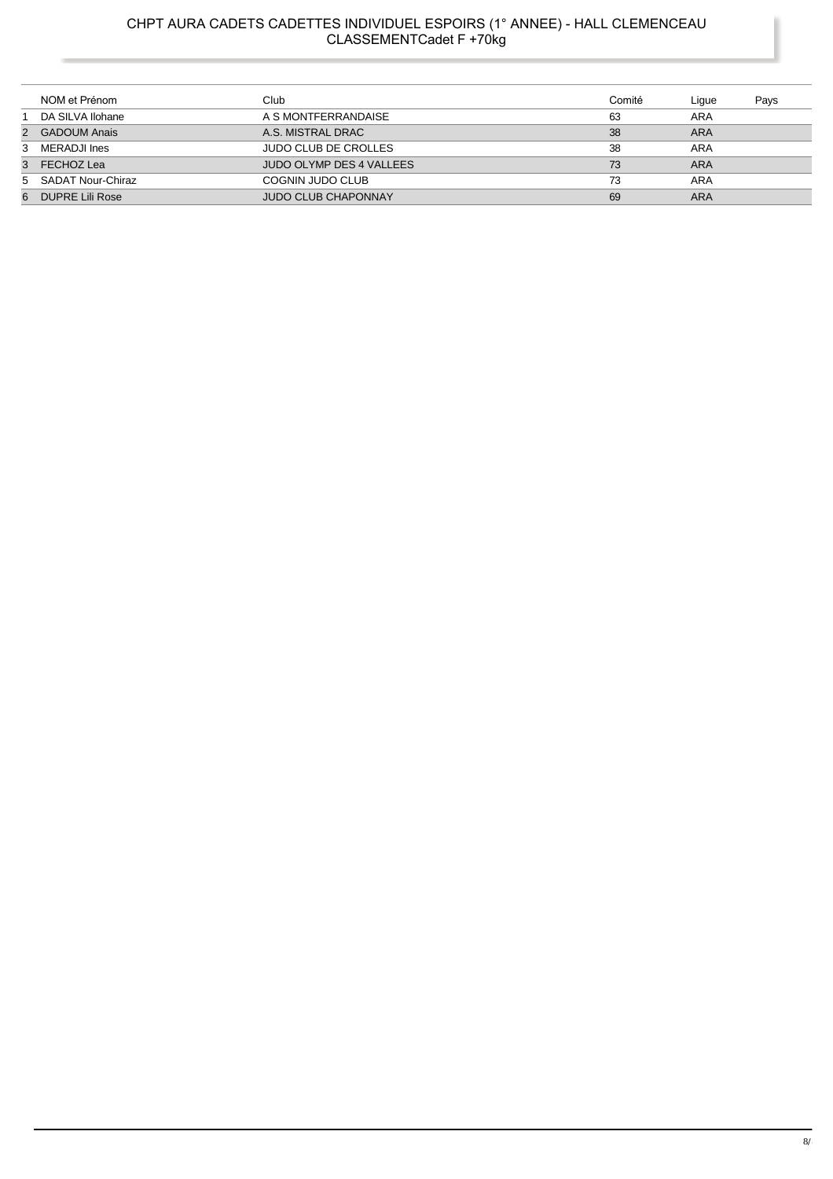CHPT AURA CADETS CADETTES INDIVIDUEL ESPOIRS (1° ANNEE) - HALL CLEMENCEAU
CLASSEMENTCadet F +70kg

| | NOM et Prénom | Club | Comité | Ligue | Pays |
|---|---|---|---|---|---|
| 1 | DA SILVA Ilohane | A S MONTFERRANDAISE | 63 | ARA | |
| 2 | GADOUM Anais | A.S. MISTRAL DRAC | 38 | ARA | |
| 3 | MERADJI Ines | JUDO CLUB DE CROLLES | 38 | ARA | |
| 3 | FECHOZ Lea | JUDO OLYMP DES 4 VALLEES | 73 | ARA | |
| 5 | SADAT Nour-Chiraz | COGNIN JUDO CLUB | 73 | ARA | |
| 6 | DUPRE Lili Rose | JUDO CLUB CHAPONNAY | 69 | ARA | |